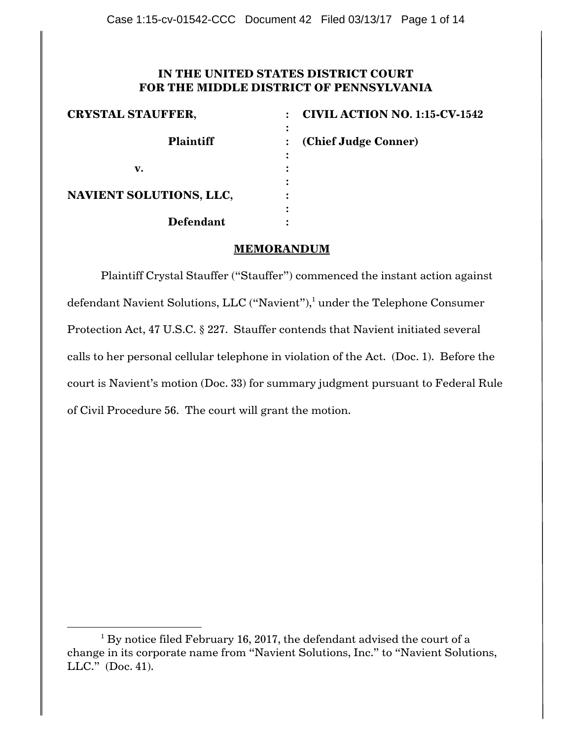**IN THE UNITED STATES DISTRICT COURT**
**FOR THE MIDDLE DISTRICT OF PENNSYLVANIA**

| | | |
|---|---|---|
| **CRYSTAL STAUFFER,** | : | **CIVIL ACTION NO. 1:15-CV-1542** |
| | : | |
| **Plaintiff** | : | **(Chief Judge Conner)** |
| | : | |
| **v.** | : | |
| | : | |
| **NAVIENT SOLUTIONS, LLC,** | : | |
| | : | |
| **Defendant** | : | |

## MEMORANDUM

Plaintiff Crystal Stauffer ("Stauffer") commenced the instant action against defendant Navient Solutions, LLC ("Navient"),[1] under the Telephone Consumer Protection Act, 47 U.S.C. § 227. Stauffer contends that Navient initiated several calls to her personal cellular telephone in violation of the Act. (Doc. 1). Before the court is Navient's motion (Doc. 33) for summary judgment pursuant to Federal Rule of Civil Procedure 56. The court will grant the motion.

---

[1] By notice filed February 16, 2017, the defendant advised the court of a change in its corporate name from "Navient Solutions, Inc." to "Navient Solutions, LLC." (Doc. 41).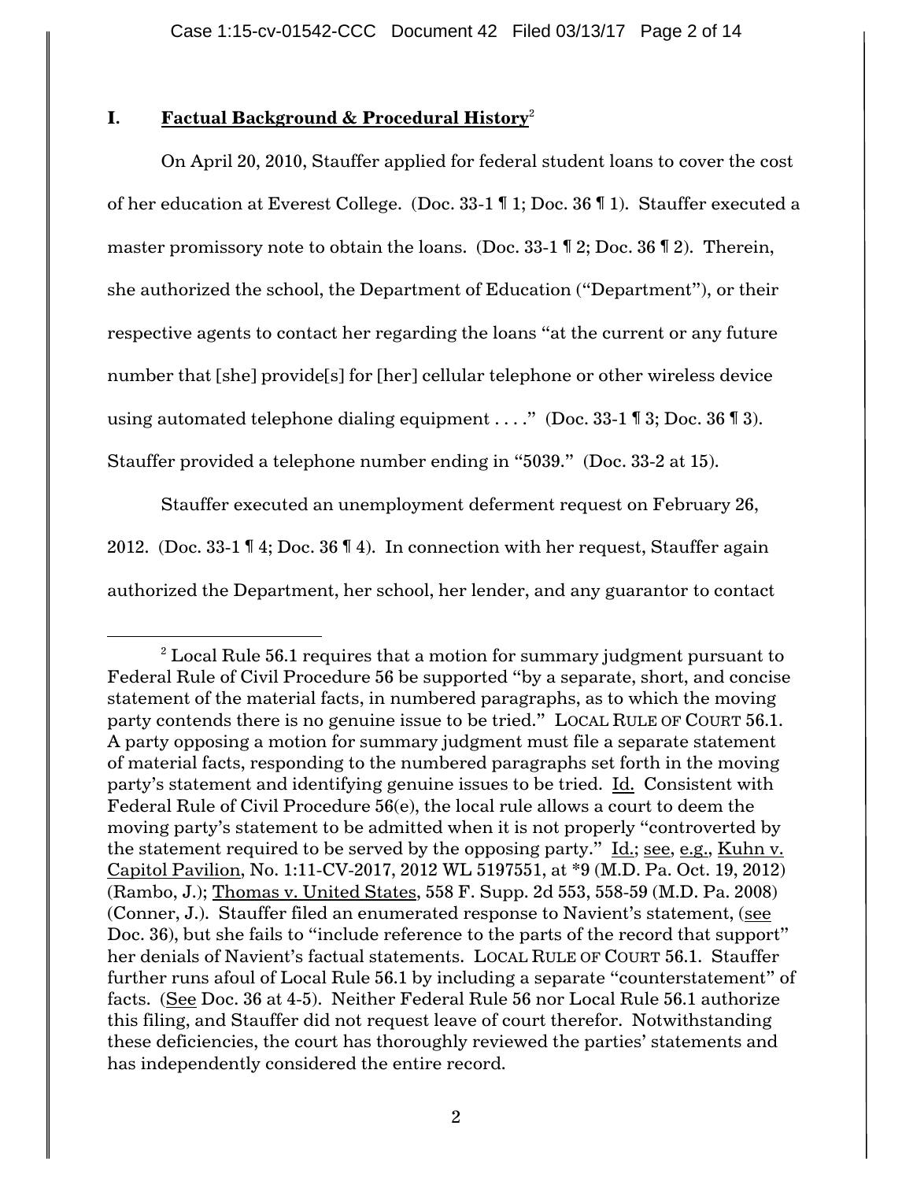## I. Factual Background & Procedural History[2]

On April 20, 2010, Stauffer applied for federal student loans to cover the cost of her education at Everest College. (Doc. 33-1 ¶ 1; Doc. 36 ¶ 1). Stauffer executed a master promissory note to obtain the loans. (Doc. 33-1 ¶ 2; Doc. 36 ¶ 2). Therein, she authorized the school, the Department of Education ("Department"), or their respective agents to contact her regarding the loans "at the current or any future number that [she] provide[s] for [her] cellular telephone or other wireless device using automated telephone dialing equipment . . . ." (Doc. 33-1 ¶ 3; Doc. 36 ¶ 3). Stauffer provided a telephone number ending in "5039." (Doc. 33-2 at 15).

Stauffer executed an unemployment deferment request on February 26, 2012. (Doc. 33-1 ¶ 4; Doc. 36 ¶ 4). In connection with her request, Stauffer again authorized the Department, her school, her lender, and any guarantor to contact

---

[2] Local Rule 56.1 requires that a motion for summary judgment pursuant to Federal Rule of Civil Procedure 56 be supported "by a separate, short, and concise statement of the material facts, in numbered paragraphs, as to which the moving party contends there is no genuine issue to be tried." LOCAL RULE OF COURT 56.1. A party opposing a motion for summary judgment must file a separate statement of material facts, responding to the numbered paragraphs set forth in the moving party's statement and identifying genuine issues to be tried. Id. Consistent with Federal Rule of Civil Procedure 56(e), the local rule allows a court to deem the moving party's statement to be admitted when it is not properly "controverted by the statement required to be served by the opposing party." Id.; see, e.g., Kuhn v. Capitol Pavilion, No. 1:11-CV-2017, 2012 WL 5197551, at *9 (M.D. Pa. Oct. 19, 2012) (Rambo, J.); Thomas v. United States, 558 F. Supp. 2d 553, 558-59 (M.D. Pa. 2008) (Conner, J.). Stauffer filed an enumerated response to Navient's statement, (see Doc. 36), but she fails to "include reference to the parts of the record that support" her denials of Navient's factual statements. LOCAL RULE OF COURT 56.1. Stauffer further runs afoul of Local Rule 56.1 by including a separate "counterstatement" of facts. (See Doc. 36 at 4-5). Neither Federal Rule 56 nor Local Rule 56.1 authorize this filing, and Stauffer did not request leave of court therefor. Notwithstanding these deficiencies, the court has thoroughly reviewed the parties' statements and has independently considered the entire record.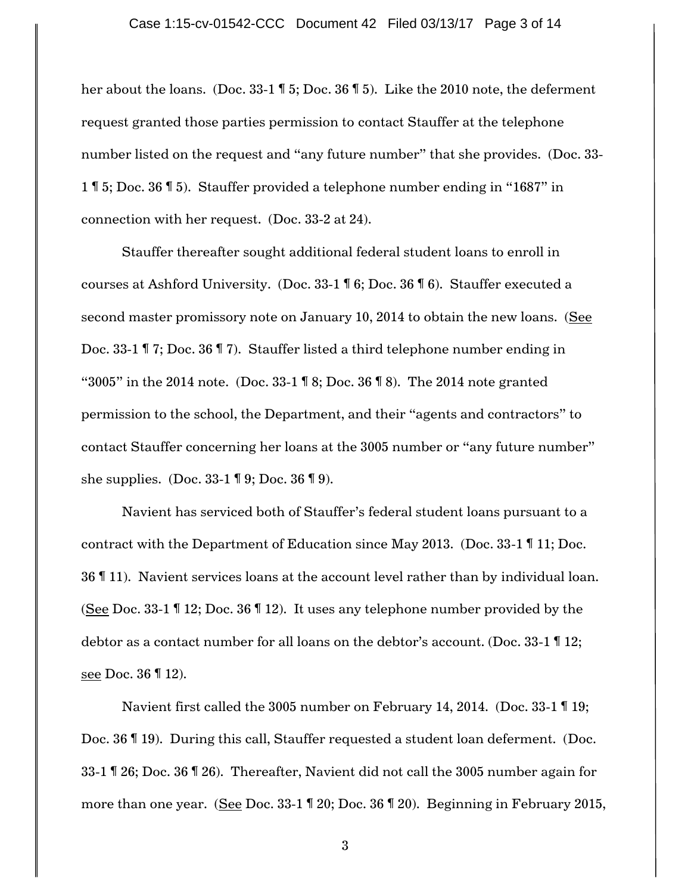her about the loans. (Doc. 33-1 ¶ 5; Doc. 36 ¶ 5). Like the 2010 note, the deferment request granted those parties permission to contact Stauffer at the telephone number listed on the request and "any future number" that she provides. (Doc. 33-1 ¶ 5; Doc. 36 ¶ 5). Stauffer provided a telephone number ending in "1687" in connection with her request. (Doc. 33-2 at 24).

Stauffer thereafter sought additional federal student loans to enroll in courses at Ashford University. (Doc. 33-1 ¶ 6; Doc. 36 ¶ 6). Stauffer executed a second master promissory note on January 10, 2014 to obtain the new loans. (See Doc. 33-1 ¶ 7; Doc. 36 ¶ 7). Stauffer listed a third telephone number ending in "3005" in the 2014 note. (Doc. 33-1 ¶ 8; Doc. 36 ¶ 8). The 2014 note granted permission to the school, the Department, and their "agents and contractors" to contact Stauffer concerning her loans at the 3005 number or "any future number" she supplies. (Doc. 33-1 ¶ 9; Doc. 36 ¶ 9).

Navient has serviced both of Stauffer's federal student loans pursuant to a contract with the Department of Education since May 2013. (Doc. 33-1 ¶ 11; Doc. 36 ¶ 11). Navient services loans at the account level rather than by individual loan. (See Doc. 33-1 ¶ 12; Doc. 36 ¶ 12). It uses any telephone number provided by the debtor as a contact number for all loans on the debtor's account. (Doc. 33-1 ¶ 12; see Doc. 36 ¶ 12).

Navient first called the 3005 number on February 14, 2014. (Doc. 33-1 ¶ 19; Doc. 36 ¶ 19). During this call, Stauffer requested a student loan deferment. (Doc. 33-1 ¶ 26; Doc. 36 ¶ 26). Thereafter, Navient did not call the 3005 number again for more than one year. (See Doc. 33-1 ¶ 20; Doc. 36 ¶ 20). Beginning in February 2015,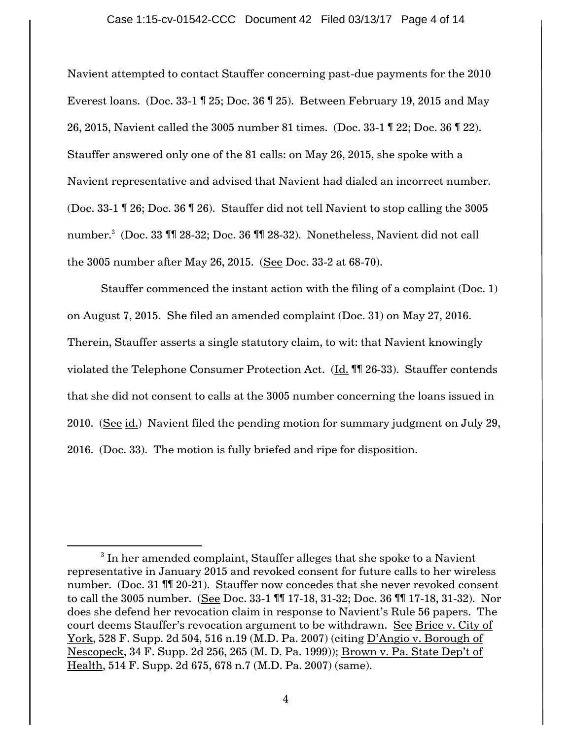Navient attempted to contact Stauffer concerning past-due payments for the 2010 Everest loans. (Doc. 33-1 ¶ 25; Doc. 36 ¶ 25). Between February 19, 2015 and May 26, 2015, Navient called the 3005 number 81 times. (Doc. 33-1 ¶ 22; Doc. 36 ¶ 22). Stauffer answered only one of the 81 calls: on May 26, 2015, she spoke with a Navient representative and advised that Navient had dialed an incorrect number. (Doc. 33-1 ¶ 26; Doc. 36 ¶ 26). Stauffer did not tell Navient to stop calling the 3005 number.[3] (Doc. 33 ¶¶ 28-32; Doc. 36 ¶¶ 28-32). Nonetheless, Navient did not call the 3005 number after May 26, 2015. (See Doc. 33-2 at 68-70).

Stauffer commenced the instant action with the filing of a complaint (Doc. 1) on August 7, 2015. She filed an amended complaint (Doc. 31) on May 27, 2016. Therein, Stauffer asserts a single statutory claim, to wit: that Navient knowingly violated the Telephone Consumer Protection Act. (Id. ¶¶ 26-33). Stauffer contends that she did not consent to calls at the 3005 number concerning the loans issued in 2010. (See id.) Navient filed the pending motion for summary judgment on July 29, 2016. (Doc. 33). The motion is fully briefed and ripe for disposition.

---

[3] In her amended complaint, Stauffer alleges that she spoke to a Navient representative in January 2015 and revoked consent for future calls to her wireless number. (Doc. 31 ¶¶ 20-21). Stauffer now concedes that she never revoked consent to call the 3005 number. (See Doc. 33-1 ¶¶ 17-18, 31-32; Doc. 36 ¶¶ 17-18, 31-32). Nor does she defend her revocation claim in response to Navient's Rule 56 papers. The court deems Stauffer's revocation argument to be withdrawn. See Brice v. City of York, 528 F. Supp. 2d 504, 516 n.19 (M.D. Pa. 2007) (citing D'Angio v. Borough of Nescopeck, 34 F. Supp. 2d 256, 265 (M. D. Pa. 1999)); Brown v. Pa. State Dep't of Health, 514 F. Supp. 2d 675, 678 n.7 (M.D. Pa. 2007) (same).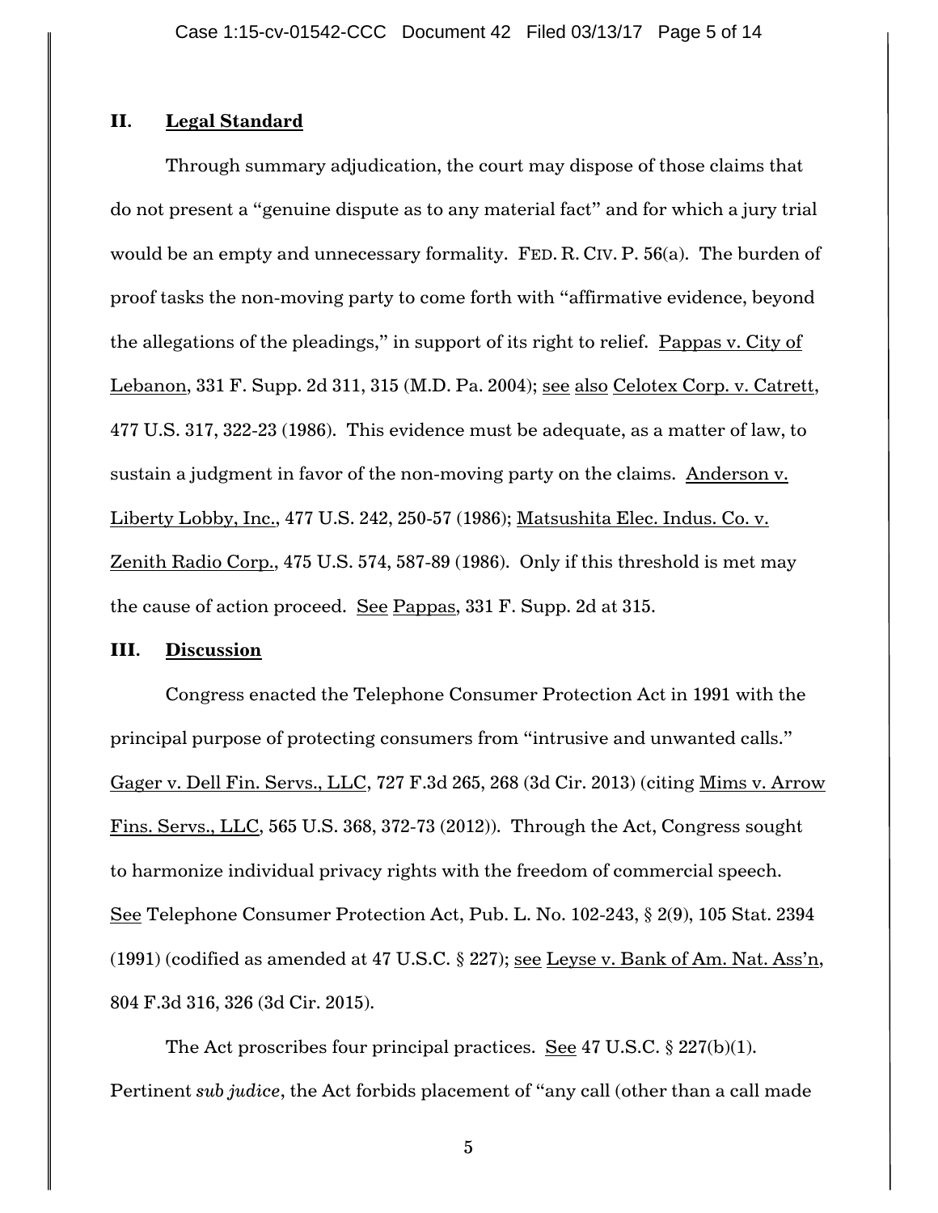## II. Legal Standard

Through summary adjudication, the court may dispose of those claims that do not present a "genuine dispute as to any material fact" and for which a jury trial would be an empty and unnecessary formality. FED. R. CIV. P. 56(a). The burden of proof tasks the non-moving party to come forth with "affirmative evidence, beyond the allegations of the pleadings," in support of its right to relief. Pappas v. City of Lebanon, 331 F. Supp. 2d 311, 315 (M.D. Pa. 2004); see also Celotex Corp. v. Catrett, 477 U.S. 317, 322-23 (1986). This evidence must be adequate, as a matter of law, to sustain a judgment in favor of the non-moving party on the claims. Anderson v. Liberty Lobby, Inc., 477 U.S. 242, 250-57 (1986); Matsushita Elec. Indus. Co. v. Zenith Radio Corp., 475 U.S. 574, 587-89 (1986). Only if this threshold is met may the cause of action proceed. See Pappas, 331 F. Supp. 2d at 315.

## III. Discussion

Congress enacted the Telephone Consumer Protection Act in 1991 with the principal purpose of protecting consumers from "intrusive and unwanted calls." Gager v. Dell Fin. Servs., LLC, 727 F.3d 265, 268 (3d Cir. 2013) (citing Mims v. Arrow Fins. Servs., LLC, 565 U.S. 368, 372-73 (2012)). Through the Act, Congress sought to harmonize individual privacy rights with the freedom of commercial speech. See Telephone Consumer Protection Act, Pub. L. No. 102-243, § 2(9), 105 Stat. 2394 (1991) (codified as amended at 47 U.S.C. § 227); see Leyse v. Bank of Am. Nat. Ass'n, 804 F.3d 316, 326 (3d Cir. 2015).

The Act proscribes four principal practices. See 47 U.S.C. § 227(b)(1). Pertinent *sub judice*, the Act forbids placement of "any call (other than a call made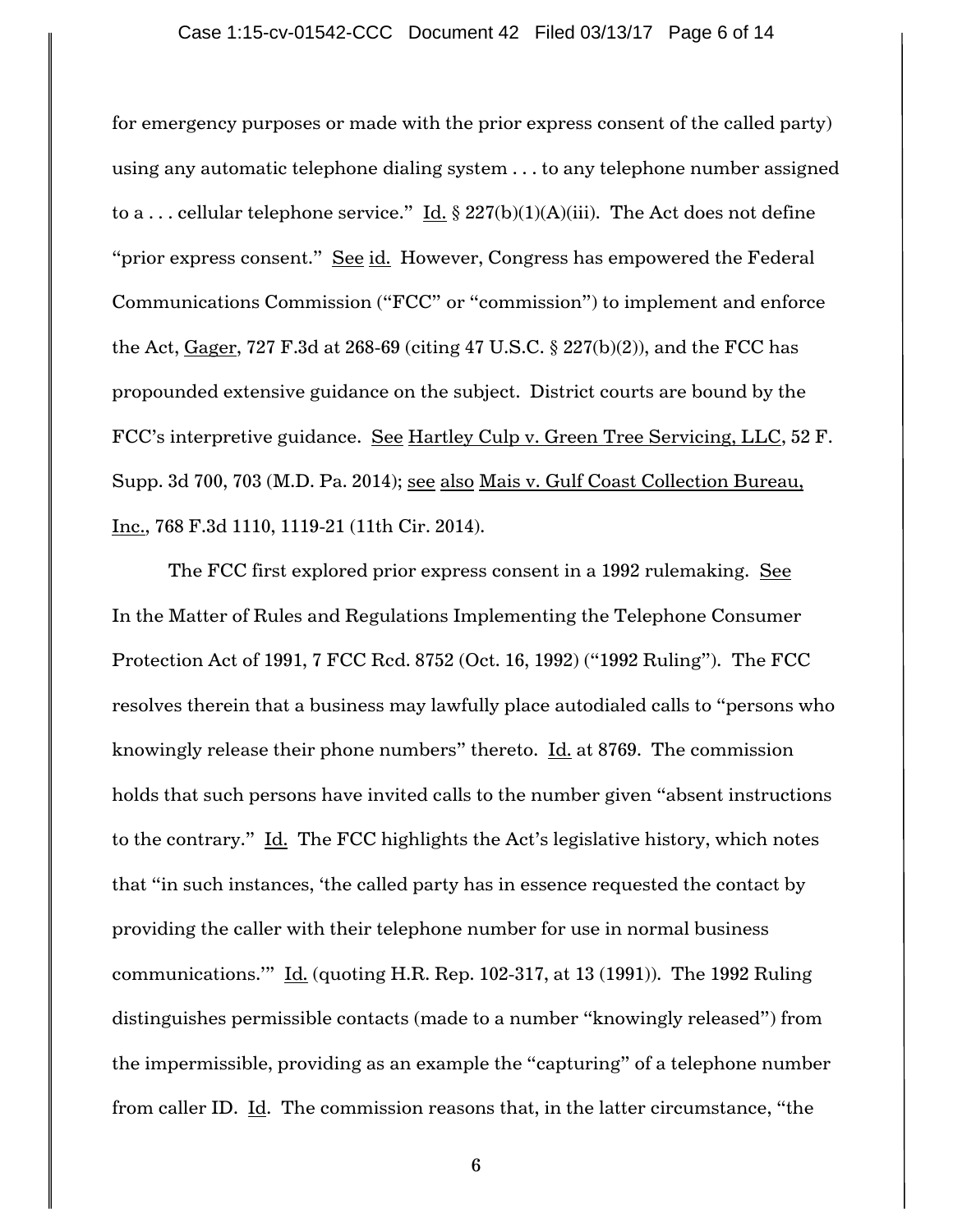for emergency purposes or made with the prior express consent of the called party) using any automatic telephone dialing system . . . to any telephone number assigned to a . . . cellular telephone service." Id. § 227(b)(1)(A)(iii). The Act does not define "prior express consent." See id. However, Congress has empowered the Federal Communications Commission ("FCC" or "commission") to implement and enforce the Act, Gager, 727 F.3d at 268-69 (citing 47 U.S.C. § 227(b)(2)), and the FCC has propounded extensive guidance on the subject. District courts are bound by the FCC's interpretive guidance. See Hartley Culp v. Green Tree Servicing, LLC, 52 F. Supp. 3d 700, 703 (M.D. Pa. 2014); see also Mais v. Gulf Coast Collection Bureau, Inc., 768 F.3d 1110, 1119-21 (11th Cir. 2014).

The FCC first explored prior express consent in a 1992 rulemaking. See In the Matter of Rules and Regulations Implementing the Telephone Consumer Protection Act of 1991, 7 FCC Rcd. 8752 (Oct. 16, 1992) ("1992 Ruling"). The FCC resolves therein that a business may lawfully place autodialed calls to "persons who knowingly release their phone numbers" thereto. Id. at 8769. The commission holds that such persons have invited calls to the number given "absent instructions to the contrary." Id. The FCC highlights the Act's legislative history, which notes that "in such instances, 'the called party has in essence requested the contact by providing the caller with their telephone number for use in normal business communications.'" Id. (quoting H.R. Rep. 102-317, at 13 (1991)). The 1992 Ruling distinguishes permissible contacts (made to a number "knowingly released") from the impermissible, providing as an example the "capturing" of a telephone number from caller ID. Id. The commission reasons that, in the latter circumstance, "the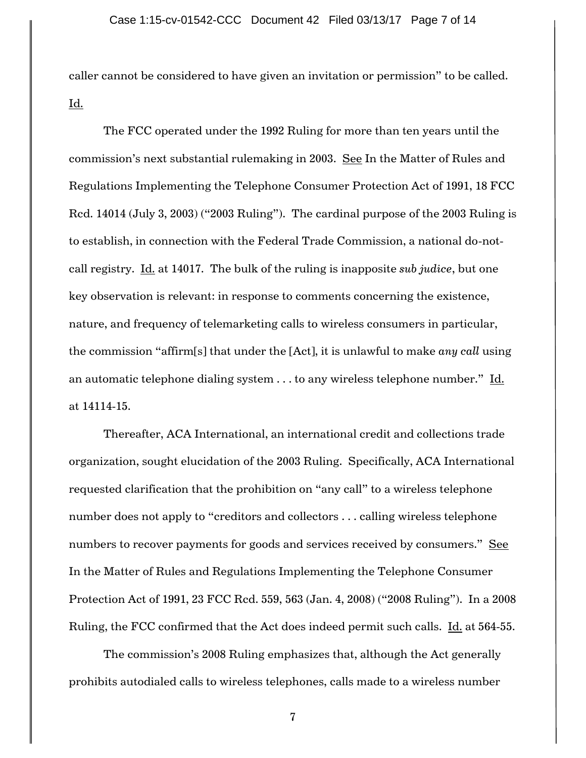caller cannot be considered to have given an invitation or permission" to be called. Id.

The FCC operated under the 1992 Ruling for more than ten years until the commission's next substantial rulemaking in 2003. See In the Matter of Rules and Regulations Implementing the Telephone Consumer Protection Act of 1991, 18 FCC Rcd. 14014 (July 3, 2003) ("2003 Ruling"). The cardinal purpose of the 2003 Ruling is to establish, in connection with the Federal Trade Commission, a national do-not-call registry. Id. at 14017. The bulk of the ruling is inapposite *sub judice*, but one key observation is relevant: in response to comments concerning the existence, nature, and frequency of telemarketing calls to wireless consumers in particular, the commission "affirm[s] that under the [Act], it is unlawful to make *any call* using an automatic telephone dialing system . . . to any wireless telephone number." Id. at 14114-15.

Thereafter, ACA International, an international credit and collections trade organization, sought elucidation of the 2003 Ruling. Specifically, ACA International requested clarification that the prohibition on "any call" to a wireless telephone number does not apply to "creditors and collectors . . . calling wireless telephone numbers to recover payments for goods and services received by consumers." See In the Matter of Rules and Regulations Implementing the Telephone Consumer Protection Act of 1991, 23 FCC Rcd. 559, 563 (Jan. 4, 2008) ("2008 Ruling"). In a 2008 Ruling, the FCC confirmed that the Act does indeed permit such calls. Id. at 564-55.

The commission's 2008 Ruling emphasizes that, although the Act generally prohibits autodialed calls to wireless telephones, calls made to a wireless number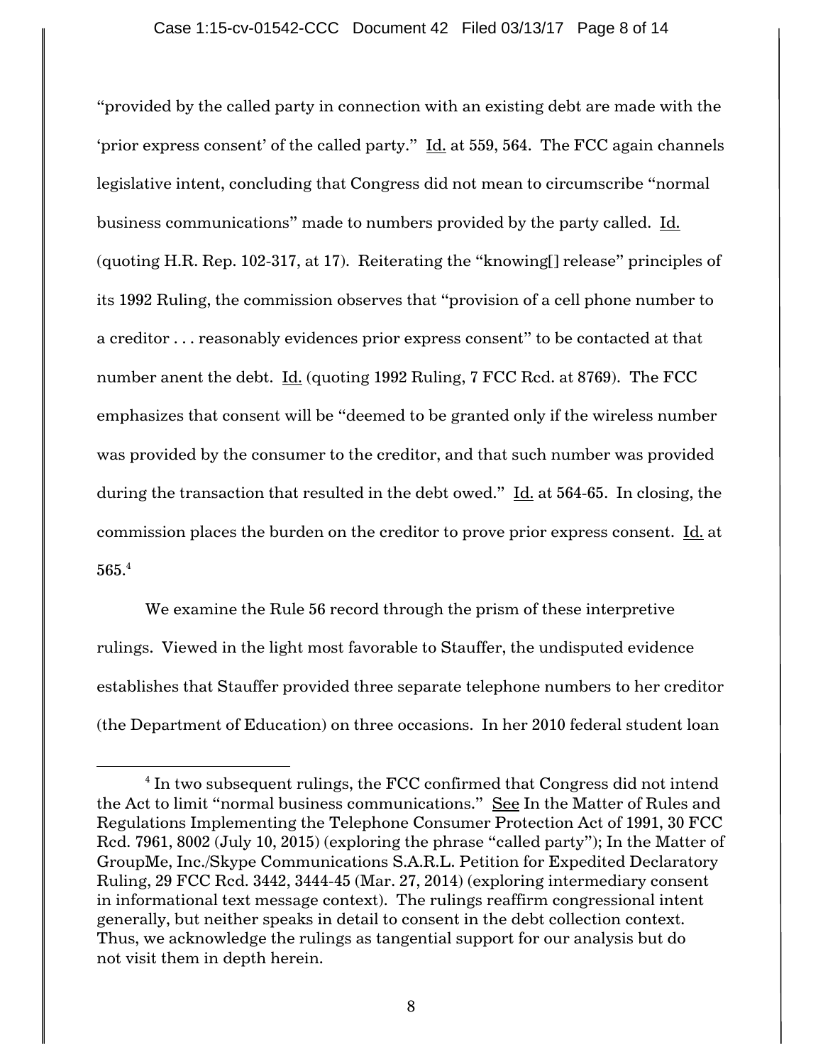"provided by the called party in connection with an existing debt are made with the 'prior express consent' of the called party." Id. at 559, 564. The FCC again channels legislative intent, concluding that Congress did not mean to circumscribe "normal business communications" made to numbers provided by the party called. Id. (quoting H.R. Rep. 102-317, at 17). Reiterating the "knowing[] release" principles of its 1992 Ruling, the commission observes that "provision of a cell phone number to a creditor . . . reasonably evidences prior express consent" to be contacted at that number anent the debt. Id. (quoting 1992 Ruling, 7 FCC Rcd. at 8769). The FCC emphasizes that consent will be "deemed to be granted only if the wireless number was provided by the consumer to the creditor, and that such number was provided during the transaction that resulted in the debt owed." Id. at 564-65. In closing, the commission places the burden on the creditor to prove prior express consent. Id. at 565.[4]

We examine the Rule 56 record through the prism of these interpretive rulings. Viewed in the light most favorable to Stauffer, the undisputed evidence establishes that Stauffer provided three separate telephone numbers to her creditor (the Department of Education) on three occasions. In her 2010 federal student loan

---

[4] In two subsequent rulings, the FCC confirmed that Congress did not intend the Act to limit "normal business communications." See In the Matter of Rules and Regulations Implementing the Telephone Consumer Protection Act of 1991, 30 FCC Rcd. 7961, 8002 (July 10, 2015) (exploring the phrase "called party"); In the Matter of GroupMe, Inc./Skype Communications S.A.R.L. Petition for Expedited Declaratory Ruling, 29 FCC Rcd. 3442, 3444-45 (Mar. 27, 2014) (exploring intermediary consent in informational text message context). The rulings reaffirm congressional intent generally, but neither speaks in detail to consent in the debt collection context. Thus, we acknowledge the rulings as tangential support for our analysis but do not visit them in depth herein.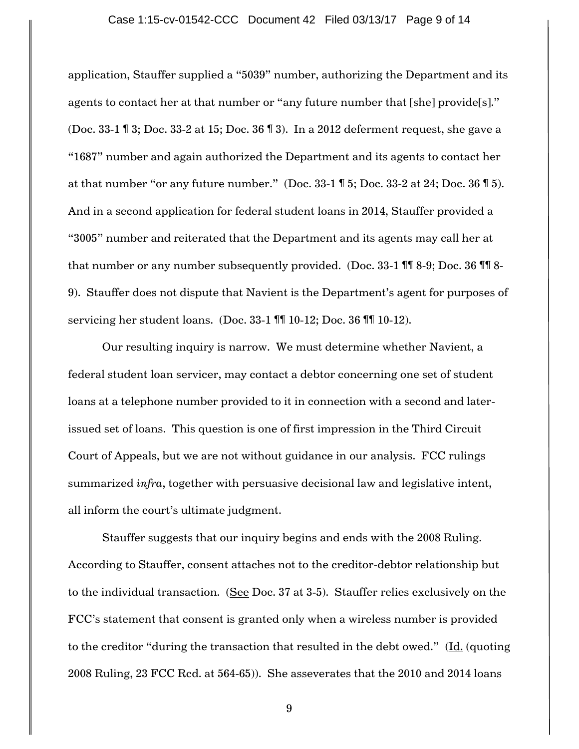application, Stauffer supplied a "5039" number, authorizing the Department and its agents to contact her at that number or "any future number that [she] provide[s]." (Doc. 33-1 ¶ 3; Doc. 33-2 at 15; Doc. 36 ¶ 3). In a 2012 deferment request, she gave a "1687" number and again authorized the Department and its agents to contact her at that number "or any future number." (Doc. 33-1 ¶ 5; Doc. 33-2 at 24; Doc. 36 ¶ 5). And in a second application for federal student loans in 2014, Stauffer provided a "3005" number and reiterated that the Department and its agents may call her at that number or any number subsequently provided. (Doc. 33-1 ¶¶ 8-9; Doc. 36 ¶¶ 8-9). Stauffer does not dispute that Navient is the Department's agent for purposes of servicing her student loans. (Doc. 33-1 ¶¶ 10-12; Doc. 36 ¶¶ 10-12).

Our resulting inquiry is narrow. We must determine whether Navient, a federal student loan servicer, may contact a debtor concerning one set of student loans at a telephone number provided to it in connection with a second and later-issued set of loans. This question is one of first impression in the Third Circuit Court of Appeals, but we are not without guidance in our analysis. FCC rulings summarized *infra*, together with persuasive decisional law and legislative intent, all inform the court's ultimate judgment.

Stauffer suggests that our inquiry begins and ends with the 2008 Ruling. According to Stauffer, consent attaches not to the creditor-debtor relationship but to the individual transaction. (See Doc. 37 at 3-5). Stauffer relies exclusively on the FCC's statement that consent is granted only when a wireless number is provided to the creditor "during the transaction that resulted in the debt owed." (Id. (quoting 2008 Ruling, 23 FCC Rcd. at 564-65)). She asseverates that the 2010 and 2014 loans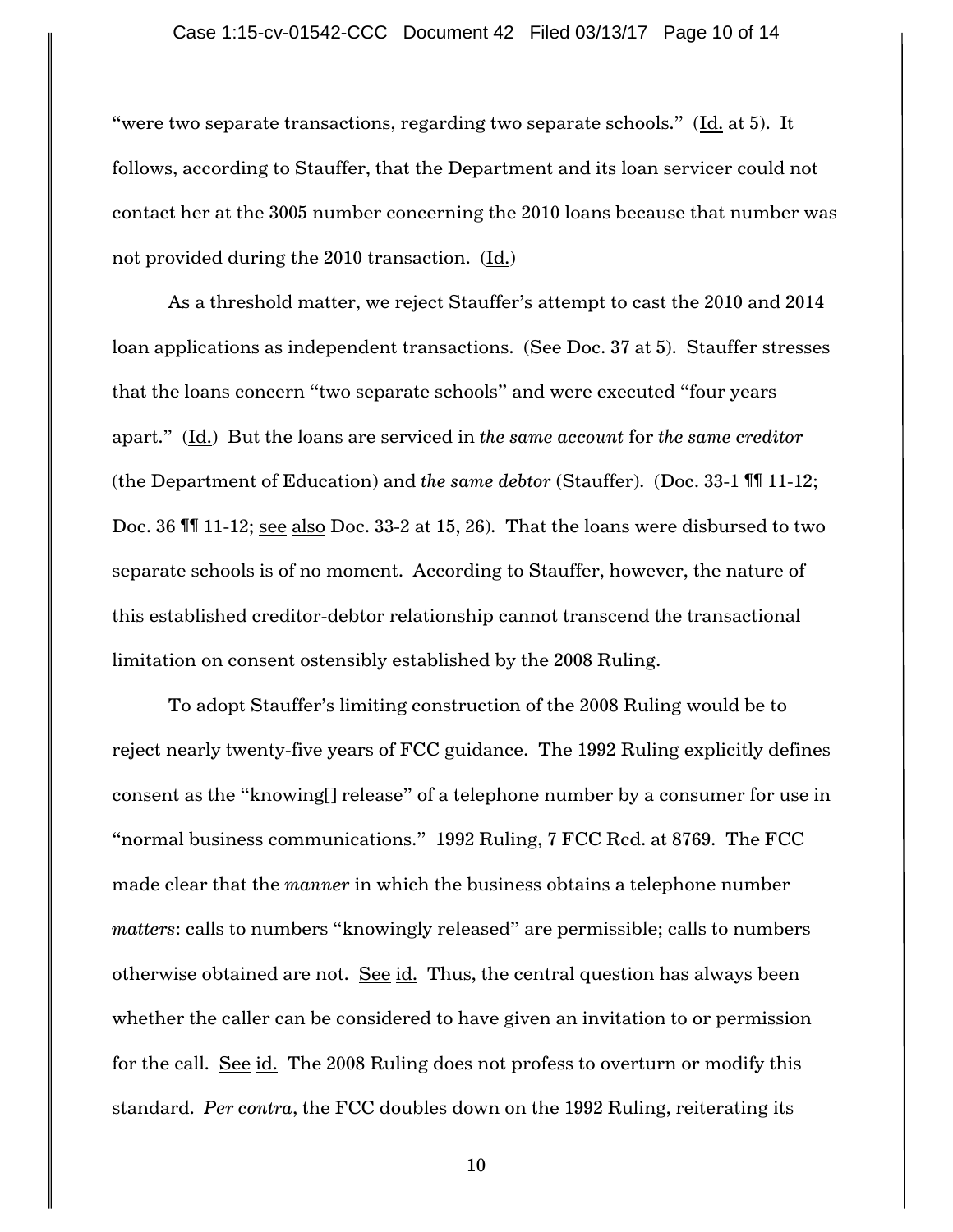"were two separate transactions, regarding two separate schools." (Id. at 5). It follows, according to Stauffer, that the Department and its loan servicer could not contact her at the 3005 number concerning the 2010 loans because that number was not provided during the 2010 transaction. (Id.)

As a threshold matter, we reject Stauffer's attempt to cast the 2010 and 2014 loan applications as independent transactions. (See Doc. 37 at 5). Stauffer stresses that the loans concern "two separate schools" and were executed "four years apart." (Id.) But the loans are serviced in *the same account* for *the same creditor* (the Department of Education) and *the same debtor* (Stauffer). (Doc. 33-1 ¶¶ 11-12; Doc. 36 ¶¶ 11-12; see also Doc. 33-2 at 15, 26). That the loans were disbursed to two separate schools is of no moment. According to Stauffer, however, the nature of this established creditor-debtor relationship cannot transcend the transactional limitation on consent ostensibly established by the 2008 Ruling.

To adopt Stauffer's limiting construction of the 2008 Ruling would be to reject nearly twenty-five years of FCC guidance. The 1992 Ruling explicitly defines consent as the "knowing[] release" of a telephone number by a consumer for use in "normal business communications." 1992 Ruling, 7 FCC Rcd. at 8769. The FCC made clear that the *manner* in which the business obtains a telephone number *matters*: calls to numbers "knowingly released" are permissible; calls to numbers otherwise obtained are not. See id. Thus, the central question has always been whether the caller can be considered to have given an invitation to or permission for the call. See id. The 2008 Ruling does not profess to overturn or modify this standard. *Per contra*, the FCC doubles down on the 1992 Ruling, reiterating its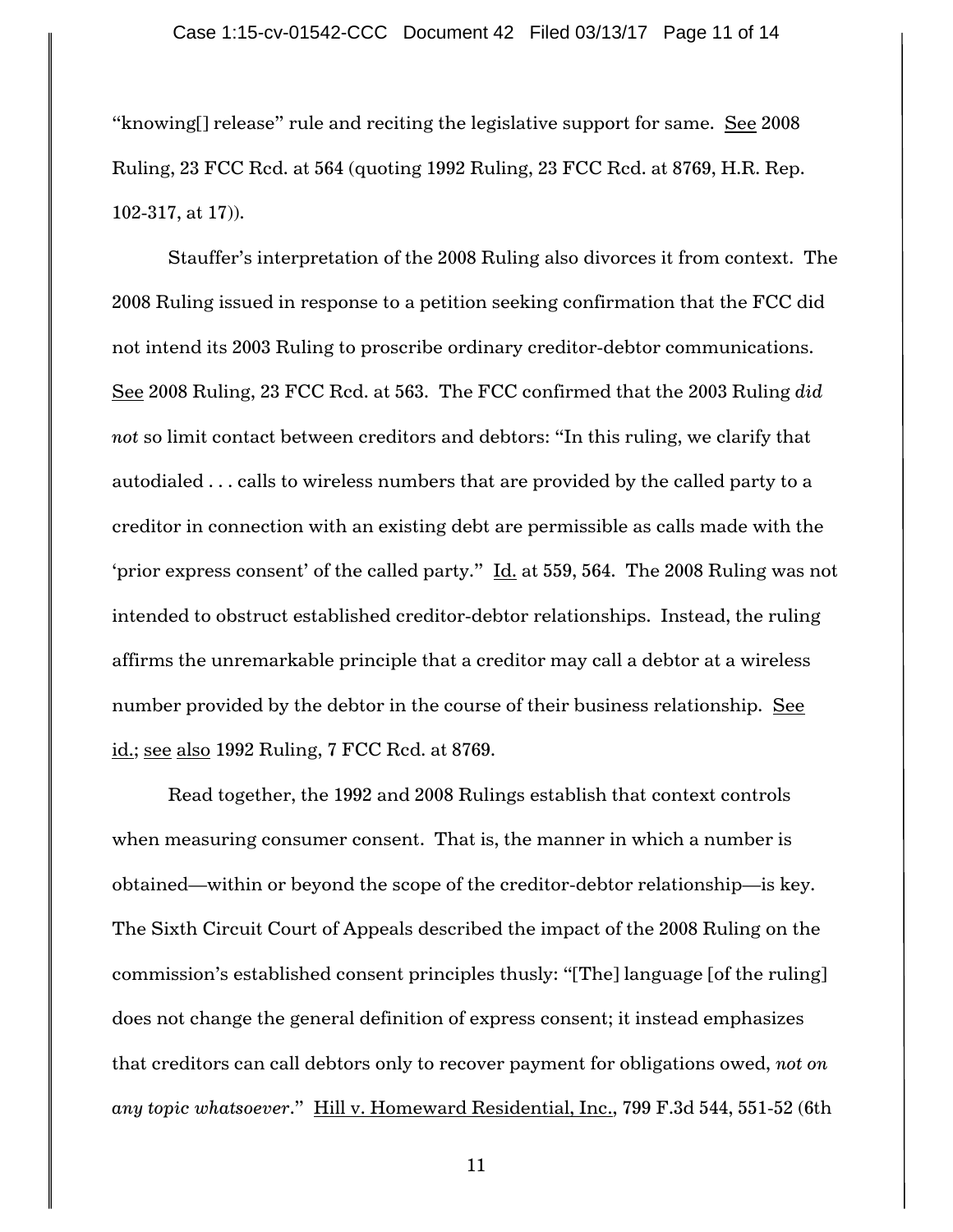"knowing[] release" rule and reciting the legislative support for same. See 2008 Ruling, 23 FCC Rcd. at 564 (quoting 1992 Ruling, 23 FCC Rcd. at 8769, H.R. Rep. 102-317, at 17)).

Stauffer's interpretation of the 2008 Ruling also divorces it from context. The 2008 Ruling issued in response to a petition seeking confirmation that the FCC did not intend its 2003 Ruling to proscribe ordinary creditor-debtor communications. See 2008 Ruling, 23 FCC Rcd. at 563. The FCC confirmed that the 2003 Ruling *did not* so limit contact between creditors and debtors: "In this ruling, we clarify that autodialed . . . calls to wireless numbers that are provided by the called party to a creditor in connection with an existing debt are permissible as calls made with the 'prior express consent' of the called party." Id. at 559, 564. The 2008 Ruling was not intended to obstruct established creditor-debtor relationships. Instead, the ruling affirms the unremarkable principle that a creditor may call a debtor at a wireless number provided by the debtor in the course of their business relationship. See id.; see also 1992 Ruling, 7 FCC Rcd. at 8769.

Read together, the 1992 and 2008 Rulings establish that context controls when measuring consumer consent. That is, the manner in which a number is obtained—within or beyond the scope of the creditor-debtor relationship—is key. The Sixth Circuit Court of Appeals described the impact of the 2008 Ruling on the commission's established consent principles thusly: "[The] language [of the ruling] does not change the general definition of express consent; it instead emphasizes that creditors can call debtors only to recover payment for obligations owed, *not on any topic whatsoever*." Hill v. Homeward Residential, Inc., 799 F.3d 544, 551-52 (6th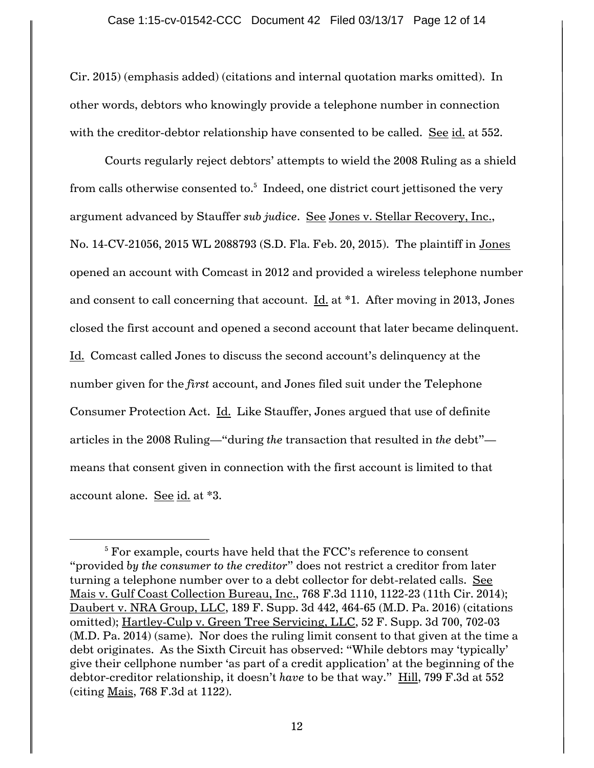Cir. 2015) (emphasis added) (citations and internal quotation marks omitted). In other words, debtors who knowingly provide a telephone number in connection with the creditor-debtor relationship have consented to be called. See id. at 552.

Courts regularly reject debtors' attempts to wield the 2008 Ruling as a shield from calls otherwise consented to.[5] Indeed, one district court jettisoned the very argument advanced by Stauffer *sub judice*. See Jones v. Stellar Recovery, Inc., No. 14-CV-21056, 2015 WL 2088793 (S.D. Fla. Feb. 20, 2015). The plaintiff in Jones opened an account with Comcast in 2012 and provided a wireless telephone number and consent to call concerning that account. Id. at *1. After moving in 2013, Jones closed the first account and opened a second account that later became delinquent. Id. Comcast called Jones to discuss the second account's delinquency at the number given for the *first* account, and Jones filed suit under the Telephone Consumer Protection Act. Id. Like Stauffer, Jones argued that use of definite articles in the 2008 Ruling—"during *the* transaction that resulted in *the* debt"—means that consent given in connection with the first account is limited to that account alone. See id. at *3.

[5] For example, courts have held that the FCC's reference to consent "provided *by the consumer to the creditor*" does not restrict a creditor from later turning a telephone number over to a debt collector for debt-related calls. See Mais v. Gulf Coast Collection Bureau, Inc., 768 F.3d 1110, 1122-23 (11th Cir. 2014); Daubert v. NRA Group, LLC, 189 F. Supp. 3d 442, 464-65 (M.D. Pa. 2016) (citations omitted); Hartley-Culp v. Green Tree Servicing, LLC, 52 F. Supp. 3d 700, 702-03 (M.D. Pa. 2014) (same). Nor does the ruling limit consent to that given at the time a debt originates. As the Sixth Circuit has observed: "While debtors may 'typically' give their cellphone number 'as part of a credit application' at the beginning of the debtor-creditor relationship, it doesn't *have* to be that way." Hill, 799 F.3d at 552 (citing Mais, 768 F.3d at 1122).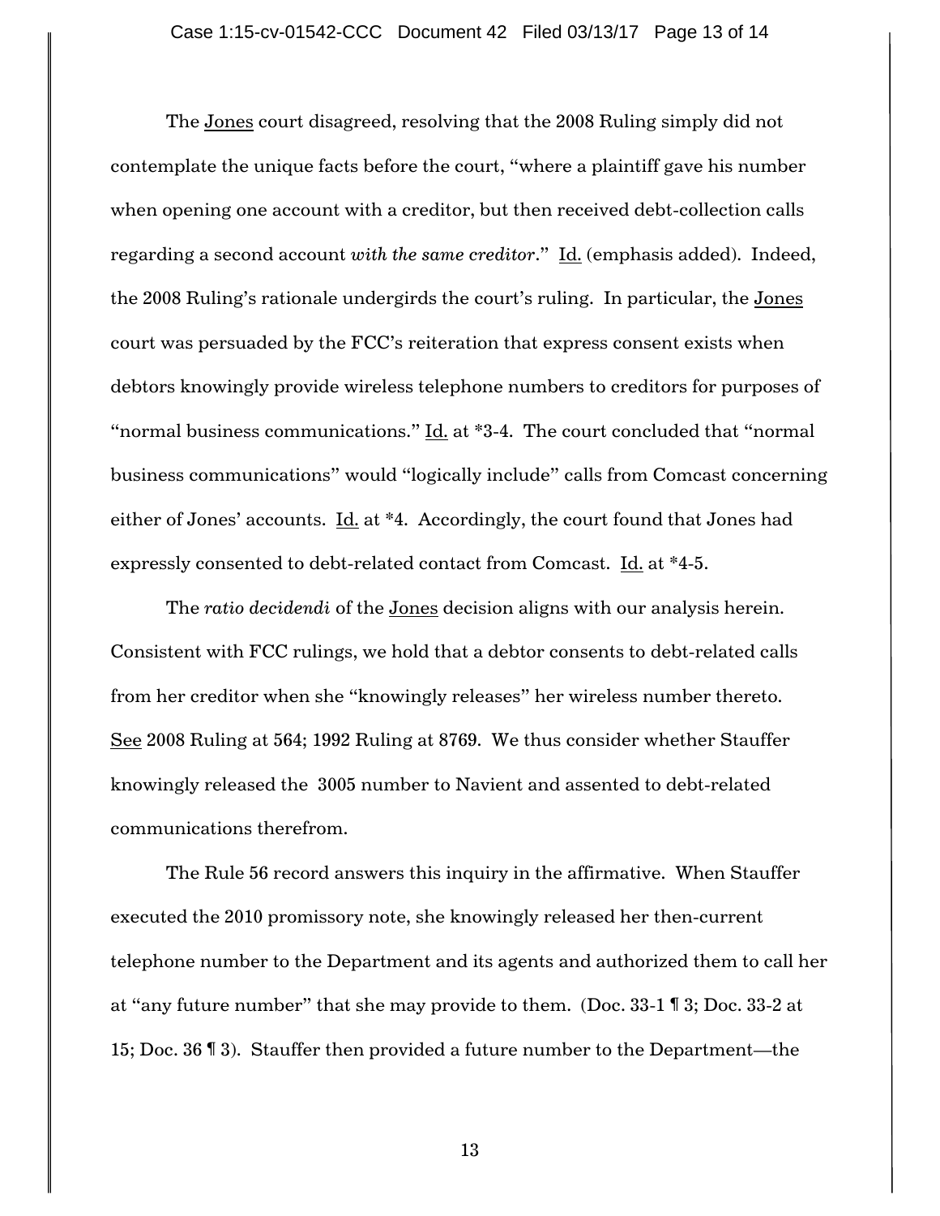The Jones court disagreed, resolving that the 2008 Ruling simply did not contemplate the unique facts before the court, "where a plaintiff gave his number when opening one account with a creditor, but then received debt-collection calls regarding a second account *with the same creditor*." Id. (emphasis added). Indeed, the 2008 Ruling's rationale undergirds the court's ruling. In particular, the Jones court was persuaded by the FCC's reiteration that express consent exists when debtors knowingly provide wireless telephone numbers to creditors for purposes of "normal business communications." Id. at *3-4. The court concluded that "normal business communications" would "logically include" calls from Comcast concerning either of Jones' accounts. Id. at *4. Accordingly, the court found that Jones had expressly consented to debt-related contact from Comcast. Id. at *4-5.

The *ratio decidendi* of the Jones decision aligns with our analysis herein. Consistent with FCC rulings, we hold that a debtor consents to debt-related calls from her creditor when she "knowingly releases" her wireless number thereto. See 2008 Ruling at 564; 1992 Ruling at 8769. We thus consider whether Stauffer knowingly released the 3005 number to Navient and assented to debt-related communications therefrom.

The Rule 56 record answers this inquiry in the affirmative. When Stauffer executed the 2010 promissory note, she knowingly released her then-current telephone number to the Department and its agents and authorized them to call her at "any future number" that she may provide to them. (Doc. 33-1 ¶ 3; Doc. 33-2 at 15; Doc. 36 ¶ 3). Stauffer then provided a future number to the Department—the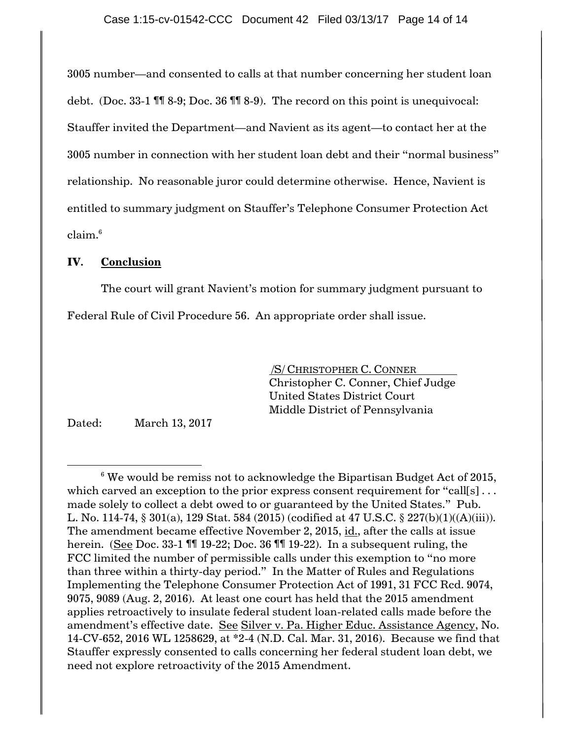3005 number—and consented to calls at that number concerning her student loan debt. (Doc. 33-1 ¶¶ 8-9; Doc. 36 ¶¶ 8-9). The record on this point is unequivocal: Stauffer invited the Department—and Navient as its agent—to contact her at the 3005 number in connection with her student loan debt and their "normal business" relationship. No reasonable juror could determine otherwise. Hence, Navient is entitled to summary judgment on Stauffer's Telephone Consumer Protection Act claim.[6]

## IV. Conclusion

The court will grant Navient's motion for summary judgment pursuant to Federal Rule of Civil Procedure 56. An appropriate order shall issue.

/S/ CHRISTOPHER C. CONNER
Christopher C. Conner, Chief Judge
United States District Court
Middle District of Pennsylvania

Dated: March 13, 2017

---

[6] We would be remiss not to acknowledge the Bipartisan Budget Act of 2015, which carved an exception to the prior express consent requirement for "call[s] . . . made solely to collect a debt owed to or guaranteed by the United States." Pub. L. No. 114-74, § 301(a), 129 Stat. 584 (2015) (codified at 47 U.S.C. § 227(b)(1)((A)(iii)). The amendment became effective November 2, 2015, id., after the calls at issue herein. (See Doc. 33-1 ¶¶ 19-22; Doc. 36 ¶¶ 19-22). In a subsequent ruling, the FCC limited the number of permissible calls under this exemption to "no more than three within a thirty-day period." In the Matter of Rules and Regulations Implementing the Telephone Consumer Protection Act of 1991, 31 FCC Rcd. 9074, 9075, 9089 (Aug. 2, 2016). At least one court has held that the 2015 amendment applies retroactively to insulate federal student loan-related calls made before the amendment's effective date. See Silver v. Pa. Higher Educ. Assistance Agency, No. 14-CV-652, 2016 WL 1258629, at *2-4 (N.D. Cal. Mar. 31, 2016). Because we find that Stauffer expressly consented to calls concerning her federal student loan debt, we need not explore retroactivity of the 2015 Amendment.